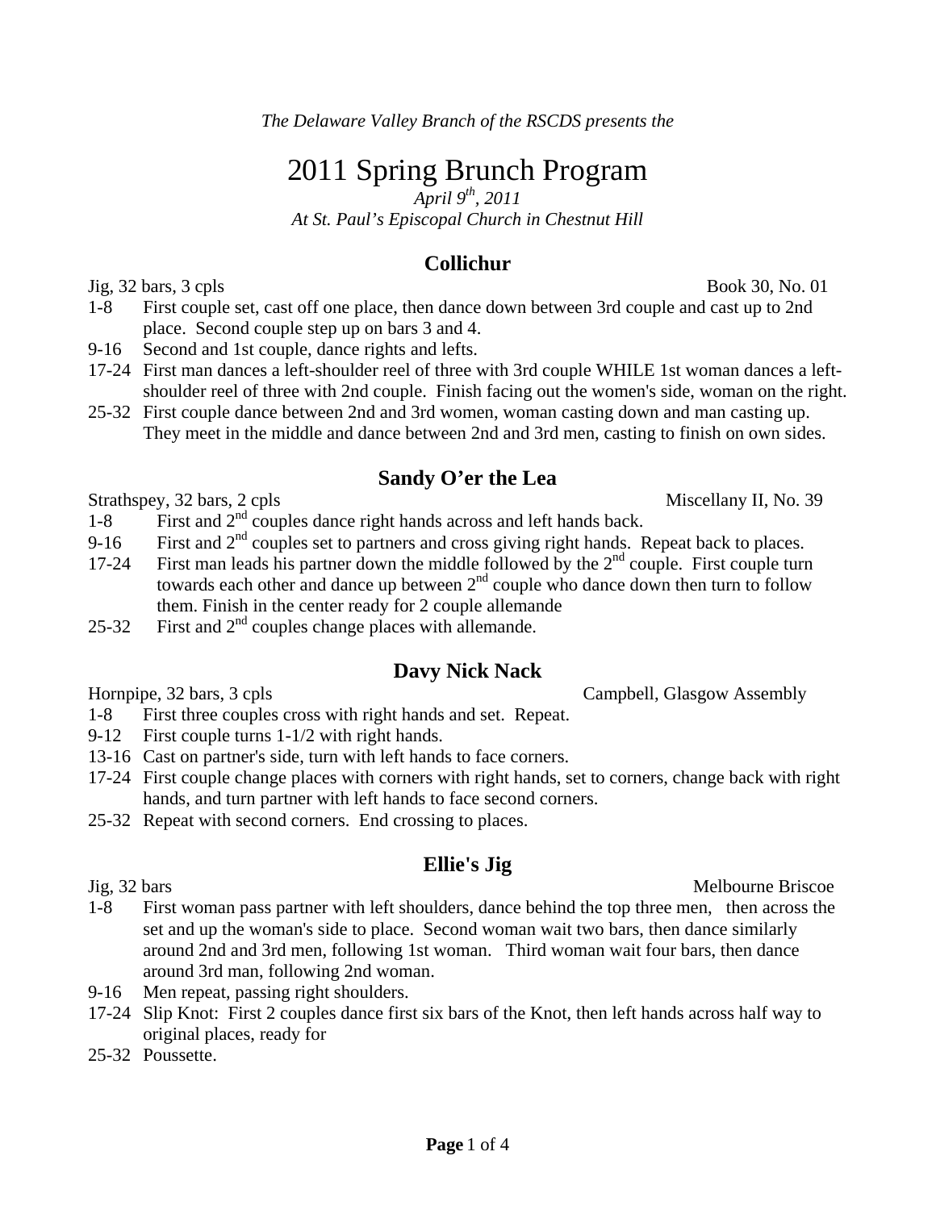*The Delaware Valley Branch of the RSCDS presents the*

# 2011 Spring Brunch Program

*April 9th, 2011*
*At St. Paul's Episcopal Church in Chestnut Hill*

## Collichur

Jig, 32 bars, 3 cpls — Book 30, No. 01

- 1-8 First couple set, cast off one place, then dance down between 3rd couple and cast up to 2nd place. Second couple step up on bars 3 and 4.
- 9-16 Second and 1st couple, dance rights and lefts.
- 17-24 First man dances a left-shoulder reel of three with 3rd couple WHILE 1st woman dances a left-shoulder reel of three with 2nd couple. Finish facing out the women's side, woman on the right.
- 25-32 First couple dance between 2nd and 3rd women, woman casting down and man casting up. They meet in the middle and dance between 2nd and 3rd men, casting to finish on own sides.

## Sandy O'er the Lea

Strathspey, 32 bars, 2 cpls — Miscellany II, No. 39

- 1-8 First and 2nd couples dance right hands across and left hands back.
- 9-16 First and 2nd couples set to partners and cross giving right hands. Repeat back to places.
- 17-24 First man leads his partner down the middle followed by the 2nd couple. First couple turn towards each other and dance up between 2nd couple who dance down then turn to follow them. Finish in the center ready for 2 couple allemande
- 25-32 First and 2nd couples change places with allemande.

## Davy Nick Nack

Hornpipe, 32 bars, 3 cpls — Campbell, Glasgow Assembly

- 1-8 First three couples cross with right hands and set. Repeat.
- 9-12 First couple turns 1-1/2 with right hands.
- 13-16 Cast on partner's side, turn with left hands to face corners.
- 17-24 First couple change places with corners with right hands, set to corners, change back with right hands, and turn partner with left hands to face second corners.
- 25-32 Repeat with second corners. End crossing to places.

## Ellie's Jig

Jig, 32 bars — Melbourne Briscoe

- 1-8 First woman pass partner with left shoulders, dance behind the top three men, then across the set and up the woman's side to place. Second woman wait two bars, then dance similarly around 2nd and 3rd men, following 1st woman. Third woman wait four bars, then dance around 3rd man, following 2nd woman.
- 9-16 Men repeat, passing right shoulders.
- 17-24 Slip Knot: First 2 couples dance first six bars of the Knot, then left hands across half way to original places, ready for
- 25-32 Poussette.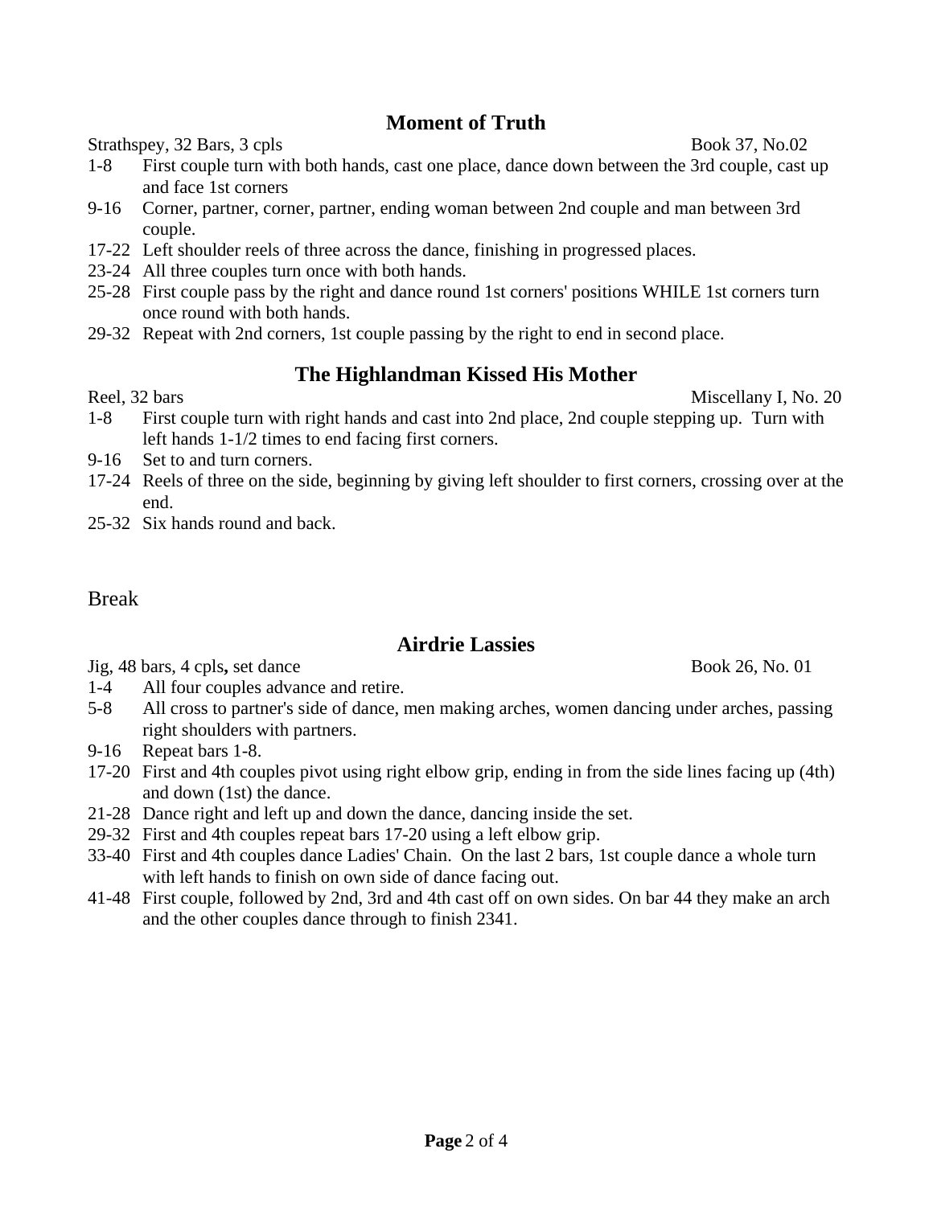## Moment of Truth

Strathspey, 32 Bars, 3 cpls — Book 37, No.02

1-8 First couple turn with both hands, cast one place, dance down between the 3rd couple, cast up and face 1st corners

9-16 Corner, partner, corner, partner, ending woman between 2nd couple and man between 3rd couple.

17-22 Left shoulder reels of three across the dance, finishing in progressed places.

23-24 All three couples turn once with both hands.

25-28 First couple pass by the right and dance round 1st corners' positions WHILE 1st corners turn once round with both hands.

29-32 Repeat with 2nd corners, 1st couple passing by the right to end in second place.

## The Highlandman Kissed His Mother

Reel, 32 bars — Miscellany I, No. 20

1-8 First couple turn with right hands and cast into 2nd place, 2nd couple stepping up. Turn with left hands 1-1/2 times to end facing first corners.

9-16 Set to and turn corners.

17-24 Reels of three on the side, beginning by giving left shoulder to first corners, crossing over at the end.

25-32 Six hands round and back.

Break

## Airdrie Lassies

Jig, 48 bars, 4 cpls**,** set dance — Book 26, No. 01

1-4 All four couples advance and retire.

5-8 All cross to partner's side of dance, men making arches, women dancing under arches, passing right shoulders with partners.

9-16 Repeat bars 1-8.

17-20 First and 4th couples pivot using right elbow grip, ending in from the side lines facing up (4th) and down (1st) the dance.

21-28 Dance right and left up and down the dance, dancing inside the set.

29-32 First and 4th couples repeat bars 17-20 using a left elbow grip.

33-40 First and 4th couples dance Ladies' Chain. On the last 2 bars, 1st couple dance a whole turn with left hands to finish on own side of dance facing out.

41-48 First couple, followed by 2nd, 3rd and 4th cast off on own sides. On bar 44 they make an arch and the other couples dance through to finish 2341.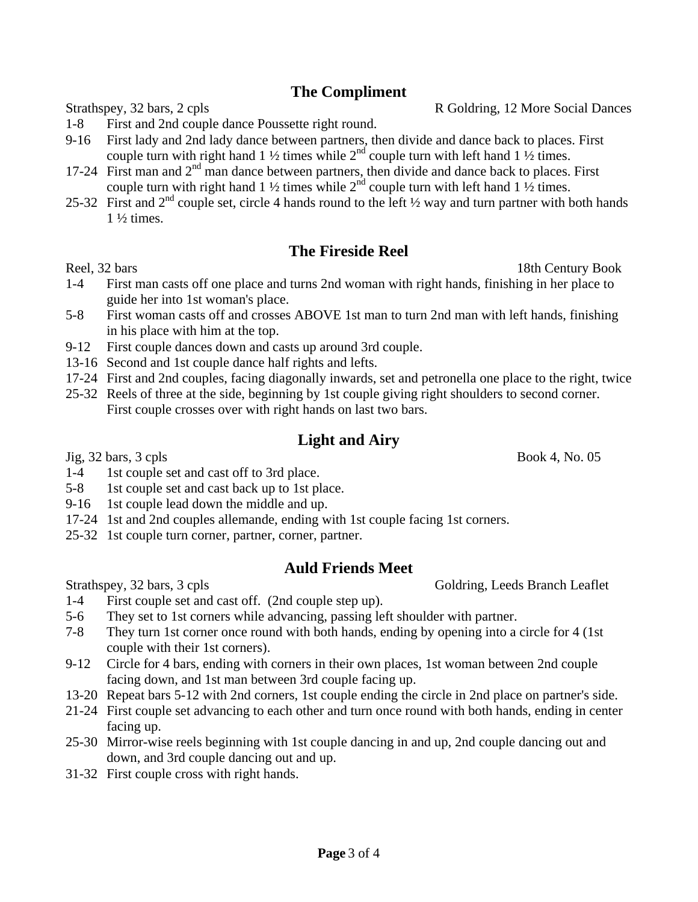## The Compliment

Strathspey, 32 bars, 2 cpls — R Goldring, 12 More Social Dances

- 1-8 First and 2nd couple dance Poussette right round.
- 9-16 First lady and 2nd lady dance between partners, then divide and dance back to places. First couple turn with right hand 1 ½ times while 2nd couple turn with left hand 1 ½ times.
- 17-24 First man and 2nd man dance between partners, then divide and dance back to places. First couple turn with right hand 1 ½ times while 2nd couple turn with left hand 1 ½ times.
- 25-32 First and 2nd couple set, circle 4 hands round to the left ½ way and turn partner with both hands 1 ½ times.

## The Fireside Reel

Reel, 32 bars — 18th Century Book

- 1-4 First man casts off one place and turns 2nd woman with right hands, finishing in her place to guide her into 1st woman's place.
- 5-8 First woman casts off and crosses ABOVE 1st man to turn 2nd man with left hands, finishing in his place with him at the top.
- 9-12 First couple dances down and casts up around 3rd couple.
- 13-16 Second and 1st couple dance half rights and lefts.
- 17-24 First and 2nd couples, facing diagonally inwards, set and petronella one place to the right, twice
- 25-32 Reels of three at the side, beginning by 1st couple giving right shoulders to second corner. First couple crosses over with right hands on last two bars.

## Light and Airy

Jig, 32 bars, 3 cpls — Book 4, No. 05

- 1-4 1st couple set and cast off to 3rd place.
- 5-8 1st couple set and cast back up to 1st place.
- 9-16 1st couple lead down the middle and up.
- 17-24 1st and 2nd couples allemande, ending with 1st couple facing 1st corners.
- 25-32 1st couple turn corner, partner, corner, partner.

## Auld Friends Meet

Strathspey, 32 bars, 3 cpls — Goldring, Leeds Branch Leaflet

- 1-4 First couple set and cast off. (2nd couple step up).
- 5-6 They set to 1st corners while advancing, passing left shoulder with partner.
- 7-8 They turn 1st corner once round with both hands, ending by opening into a circle for 4 (1st couple with their 1st corners).
- 9-12 Circle for 4 bars, ending with corners in their own places, 1st woman between 2nd couple facing down, and 1st man between 3rd couple facing up.
- 13-20 Repeat bars 5-12 with 2nd corners, 1st couple ending the circle in 2nd place on partner's side.
- 21-24 First couple set advancing to each other and turn once round with both hands, ending in center facing up.
- 25-30 Mirror-wise reels beginning with 1st couple dancing in and up, 2nd couple dancing out and down, and 3rd couple dancing out and up.
- 31-32 First couple cross with right hands.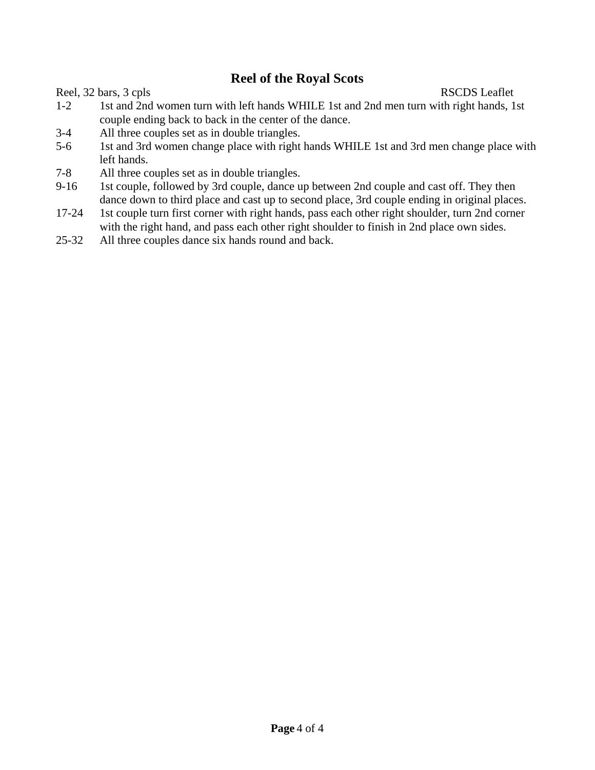## Reel of the Royal Scots

Reel, 32 bars, 3 cpls RSCDS Leaflet

| | |
|---|---|
| 1-2 | 1st and 2nd women turn with left hands WHILE 1st and 2nd men turn with right hands, 1st couple ending back to back in the center of the dance. |
| 3-4 | All three couples set as in double triangles. |
| 5-6 | 1st and 3rd women change place with right hands WHILE 1st and 3rd men change place with left hands. |
| 7-8 | All three couples set as in double triangles. |
| 9-16 | 1st couple, followed by 3rd couple, dance up between 2nd couple and cast off. They then dance down to third place and cast up to second place, 3rd couple ending in original places. |
| 17-24 | 1st couple turn first corner with right hands, pass each other right shoulder, turn 2nd corner with the right hand, and pass each other right shoulder to finish in 2nd place own sides. |
| 25-32 | All three couples dance six hands round and back. |